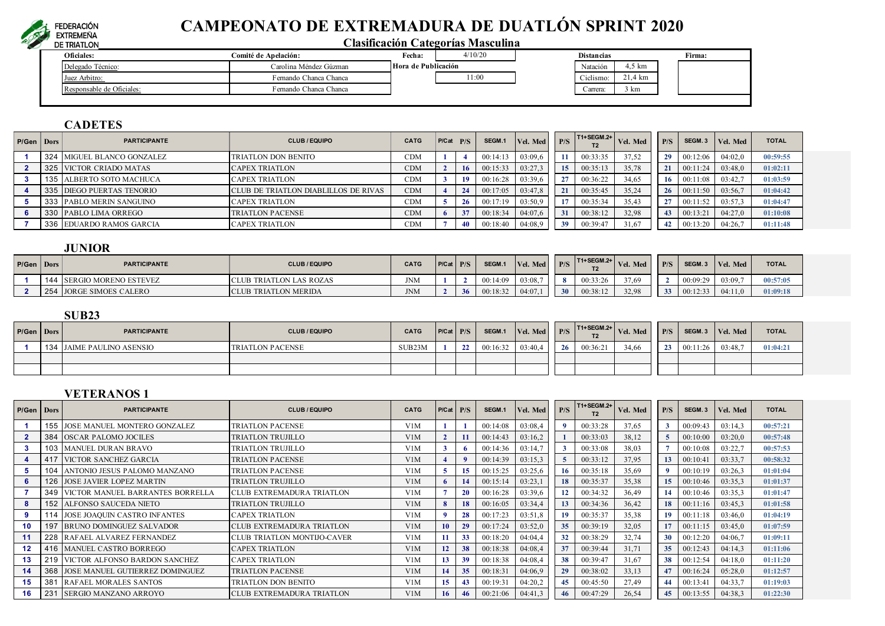FEDERACIÓN EXTREMEÑA DE TRIATLON

# CAMPEONATO DE EXTREMADURA DE DUATLÓN SPRINT 2020

## Clasificación Categorías Masculina

| Oficiales: | Comité de Apelación: | Fecha: | 4/10/20 | Distancias | | Firma: |
|---|---|---|---|---|---|---|
| Delegado Técnico: | Carolina Méndez Gúzman | Hora de Publicación | | Natación | 4,5 km | |
| Juez Arbitro: | Fernando Chanca Chanca | | 11:00 | Ciclismo: | 21,4 km | |
| Responsable de Oficiales: | Fernando Chanca Chanca | | | Carrera: | 3 km | |

### CADETES

| P/Gen | Dors | PARTICIPANTE | CLUB / EQUIPO | CATG | P/Cat | P/S | SEGM.1 | Vel. Med | P/S | T1+SEGM.2+ T2 | Vel. Med | P/S | SEGM. 3 | Vel. Med | TOTAL |
|---|---|---|---|---|---|---|---|---|---|---|---|---|---|---|---|
| 1 | 324 | MIGUEL BLANCO GONZALEZ | TRIATLON DON BENITO | CDM | 1 | 4 | 00:14:13 | 03:09,6 | 11 | 00:33:35 | 37,52 | 29 | 00:12:06 | 04:02,0 | 00:59:55 |
| 2 | 325 | VICTOR CRIADO MATAS | CAPEX TRIATLON | CDM | 2 | 16 | 00:15:33 | 03:27,3 | 15 | 00:35:13 | 35,78 | 21 | 00:11:24 | 03:48,0 | 01:02:11 |
| 3 | 135 | ALBERTO SOTO MACHUCA | CAPEX TRIATLON | CDM | 3 | 19 | 00:16:28 | 03:39,6 | 27 | 00:36:22 | 34,65 | 16 | 00:11:08 | 03:42,7 | 01:03:59 |
| 4 | 335 | DIEGO PUERTAS TENORIO | CLUB DE TRIATLON DIABLILLOS DE RIVAS | CDM | 4 | 24 | 00:17:05 | 03:47,8 | 21 | 00:35:45 | 35,24 | 26 | 00:11:50 | 03:56,7 | 01:04:42 |
| 5 | 333 | PABLO MERIN SANGUINO | CAPEX TRIATLON | CDM | 5 | 26 | 00:17:19 | 03:50,9 | 17 | 00:35:34 | 35,43 | 27 | 00:11:52 | 03:57,3 | 01:04:47 |
| 6 | 330 | PABLO LIMA ORREGO | TRIATLON PACENSE | CDM | 6 | 37 | 00:18:34 | 04:07,6 | 31 | 00:38:12 | 32,98 | 43 | 00:13:21 | 04:27,0 | 01:10:08 |
| 7 | 336 | EDUARDO RAMOS GARCIA | CAPEX TRIATLON | CDM | 7 | 40 | 00:18:40 | 04:08,9 | 39 | 00:39:47 | 31,67 | 42 | 00:13:20 | 04:26,7 | 01:11:48 |

### JUNIOR

| P/Gen | Dors | PARTICIPANTE | CLUB / EQUIPO | CATG | P/Cat | P/S | SEGM.1 | Vel. Med | P/S | T1+SEGM.2+ T2 | Vel. Med | P/S | SEGM. 3 | Vel. Med | TOTAL |
|---|---|---|---|---|---|---|---|---|---|---|---|---|---|---|---|
| 1 | 144 | SERGIO MORENO ESTEVEZ | CLUB TRIATLON LAS ROZAS | JNM | 1 | 2 | 00:14:09 | 03:08,7 | 8 | 00:33:26 | 37,69 | 2 | 00:09:29 | 03:09,7 | 00:57:05 |
| 2 | 254 | JORGE SIMOES CALERO | CLUB TRIATLON MERIDA | JNM | 2 | 36 | 00:18:32 | 04:07,1 | 30 | 00:38:12 | 32,98 | 33 | 00:12:33 | 04:11,0 | 01:09:18 |

### SUB23

| P/Gen | Dors | PARTICIPANTE | CLUB / EQUIPO | CATG | P/Cat | P/S | SEGM.1 | Vel. Med | P/S | T1+SEGM.2+ T2 | Vel. Med | P/S | SEGM. 3 | Vel. Med | TOTAL |
|---|---|---|---|---|---|---|---|---|---|---|---|---|---|---|---|
| 1 | 134 | JAIME PAULINO ASENSIO | TRIATLON PACENSE | SUB23M | 1 | 22 | 00:16:32 | 03:40,4 | 26 | 00:36:21 | 34,66 | 23 | 00:11:26 | 03:48,7 | 01:04:21 |

### VETERANOS 1

| P/Gen | Dors | PARTICIPANTE | CLUB / EQUIPO | CATG | P/Cat | P/S | SEGM.1 | Vel. Med | P/S | T1+SEGM.2+ T2 | Vel. Med | P/S | SEGM. 3 | Vel. Med | TOTAL |
|---|---|---|---|---|---|---|---|---|---|---|---|---|---|---|---|
| 1 | 155 | JOSE MANUEL MONTERO GONZALEZ | TRIATLON PACENSE | V1M | 1 | 1 | 00:14:08 | 03:08,4 | 9 | 00:33:28 | 37,65 | 3 | 00:09:43 | 03:14,3 | 00:57:21 |
| 2 | 384 | OSCAR PALOMO JOCILES | TRIATLON TRUJILLO | V1M | 2 | 11 | 00:14:43 | 03:16,2 | 1 | 00:33:03 | 38,12 | 5 | 00:10:00 | 03:20,0 | 00:57:48 |
| 3 | 103 | MANUEL DURAN BRAVO | TRIATLON TRUJILLO | V1M | 3 | 6 | 00:14:36 | 03:14,7 | 3 | 00:33:08 | 38,03 | 7 | 00:10:08 | 03:22,7 | 00:57:53 |
| 4 | 417 | VICTOR SANCHEZ GARCIA | TRIATLON PACENSE | V1M | 4 | 9 | 00:14:39 | 03:15,3 | 5 | 00:33:12 | 37,95 | 13 | 00:10:41 | 03:33,7 | 00:58:32 |
| 5 | 104 | ANTONIO JESUS PALOMO MANZANO | TRIATLON PACENSE | V1M | 5 | 15 | 00:15:25 | 03:25,6 | 16 | 00:35:18 | 35,69 | 9 | 00:10:19 | 03:26,3 | 01:01:04 |
| 6 | 126 | JOSE JAVIER LOPEZ MARTIN | TRIATLON TRUJILLO | V1M | 6 | 14 | 00:15:14 | 03:23,1 | 18 | 00:35:37 | 35,38 | 15 | 00:10:46 | 03:35,3 | 01:01:37 |
| 7 | 349 | VICTOR MANUEL BARRANTES BORRELLA | CLUB EXTREMADURA TRIATLON | V1M | 7 | 20 | 00:16:28 | 03:39,6 | 12 | 00:34:32 | 36,49 | 14 | 00:10:46 | 03:35,3 | 01:01:47 |
| 8 | 152 | ALFONSO SAUCEDA NIETO | TRIATLON TRUJILLO | V1M | 8 | 18 | 00:16:05 | 03:34,4 | 13 | 00:34:36 | 36,42 | 18 | 00:11:16 | 03:45,3 | 01:01:58 |
| 9 | 114 | JOSE JOAQUIN CASTRO INFANTES | CAPEX TRIATLON | V1M | 9 | 28 | 00:17:23 | 03:51,8 | 19 | 00:35:37 | 35,38 | 19 | 00:11:18 | 03:46,0 | 01:04:19 |
| 10 | 197 | BRUNO DOMINGUEZ SALVADOR | CLUB EXTREMADURA TRIATLON | V1M | 10 | 29 | 00:17:24 | 03:52,0 | 35 | 00:39:19 | 32,05 | 17 | 00:11:15 | 03:45,0 | 01:07:59 |
| 11 | 228 | RAFAEL ALVAREZ FERNANDEZ | CLUB TRIATLON MONTIJO-CAVER | V1M | 11 | 33 | 00:18:20 | 04:04,4 | 32 | 00:38:29 | 32,74 | 30 | 00:12:20 | 04:06,7 | 01:09:11 |
| 12 | 416 | MANUEL CASTRO BORREGO | CAPEX TRIATLON | V1M | 12 | 38 | 00:18:38 | 04:08,4 | 37 | 00:39:44 | 31,71 | 35 | 00:12:43 | 04:14,3 | 01:11:06 |
| 13 | 219 | VICTOR ALFONSO BARDON SANCHEZ | CAPEX TRIATLON | V1M | 13 | 39 | 00:18:38 | 04:08,4 | 38 | 00:39:47 | 31,67 | 38 | 00:12:54 | 04:18,0 | 01:11:20 |
| 14 | 368 | JOSE MANUEL GUTIERREZ DOMINGUEZ | TRIATLON PACENSE | V1M | 14 | 35 | 00:18:31 | 04:06,9 | 29 | 00:38:02 | 33,13 | 47 | 00:16:24 | 05:28,0 | 01:12:57 |
| 15 | 381 | RAFAEL MORALES SANTOS | TRIATLON DON BENITO | V1M | 15 | 43 | 00:19:31 | 04:20,2 | 45 | 00:45:50 | 27,49 | 44 | 00:13:41 | 04:33,7 | 01:19:03 |
| 16 | 231 | SERGIO MANZANO ARROYO | CLUB EXTREMADURA TRIATLON | V1M | 16 | 46 | 00:21:06 | 04:41,3 | 46 | 00:47:29 | 26,54 | 45 | 00:13:55 | 04:38,3 | 01:22:30 |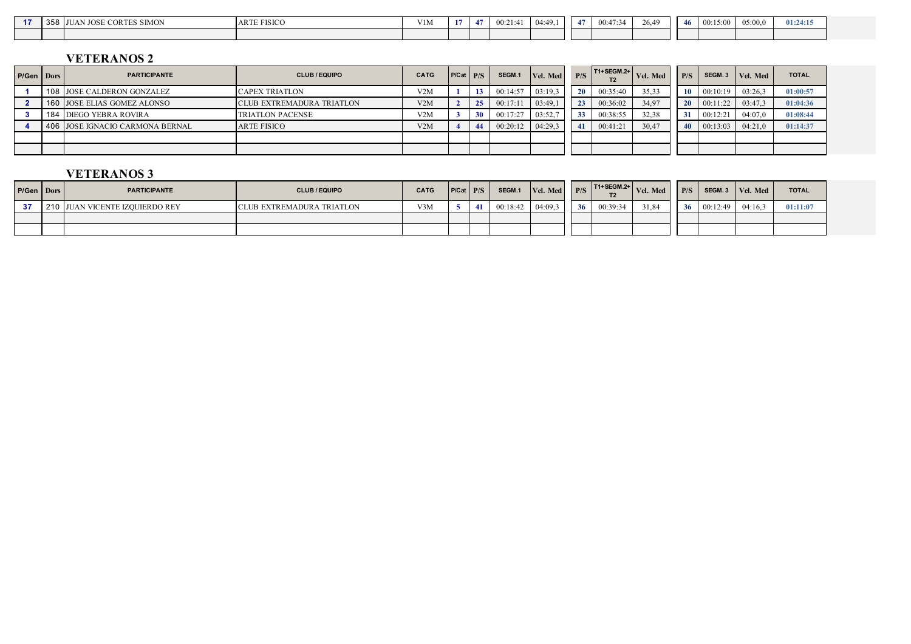| | | | | | | | | | | | | | | | |
|---|---|---|---|---|---|---|---|---|---|---|---|---|---|---|---|
| 17 | 358 | JUAN JOSE CORTES SIMON | ARTE FISICO | V1M | 17 | 47 | 00:21:41 | 04:49,1 | 47 | 00:47:34 | 26,49 | 46 | 00:15:00 | 05:00,0 | 01:24:15 |
| | | | | | | | | | | | | | | | |

## VETERANOS 2

| P/Gen | Dors | PARTICIPANTE | CLUB / EQUIPO | CATG | P/Cat | P/S | SEGM.1 | Vel. Med | P/S | T1+SEGM.2+ T2 | Vel. Med | P/S | SEGM. 3 | Vel. Med | TOTAL |
|---|---|---|---|---|---|---|---|---|---|---|---|---|---|---|---|
| 1 | 108 | JOSE CALDERON GONZALEZ | CAPEX TRIATLON | V2M | 1 | 13 | 00:14:57 | 03:19,3 | 20 | 00:35:40 | 35,33 | 10 | 00:10:19 | 03:26,3 | 01:00:57 |
| 2 | 160 | JOSE ELIAS GOMEZ ALONSO | CLUB EXTREMADURA TRIATLON | V2M | 2 | 25 | 00:17:11 | 03:49,1 | 23 | 00:36:02 | 34,97 | 20 | 00:11:22 | 03:47,3 | 01:04:36 |
| 3 | 184 | DIEGO YEBRA ROVIRA | TRIATLON PACENSE | V2M | 3 | 30 | 00:17:27 | 03:52,7 | 33 | 00:38:55 | 32,38 | 31 | 00:12:21 | 04:07,0 | 01:08:44 |
| 4 | 406 | JOSE IGNACIO CARMONA BERNAL | ARTE FISICO | V2M | 4 | 44 | 00:20:12 | 04:29,3 | 41 | 00:41:21 | 30,47 | 40 | 00:13:03 | 04:21,0 | 01:14:37 |
| | | | | | | | | | | | | | | | |
| | | | | | | | | | | | | | | | |

## VETERANOS 3

| P/Gen | Dors | PARTICIPANTE | CLUB / EQUIPO | CATG | P/Cat | P/S | SEGM.1 | Vel. Med | P/S | T1+SEGM.2+ T2 | Vel. Med | P/S | SEGM. 3 | Vel. Med | TOTAL |
|---|---|---|---|---|---|---|---|---|---|---|---|---|---|---|---|
| 37 | 210 | JUAN VICENTE IZQUIERDO REY | CLUB EXTREMADURA TRIATLON | V3M | 5 | 41 | 00:18:42 | 04:09,3 | 36 | 00:39:34 | 31,84 | 36 | 00:12:49 | 04:16,3 | 01:11:07 |
| | | | | | | | | | | | | | | | |
| | | | | | | | | | | | | | | | |